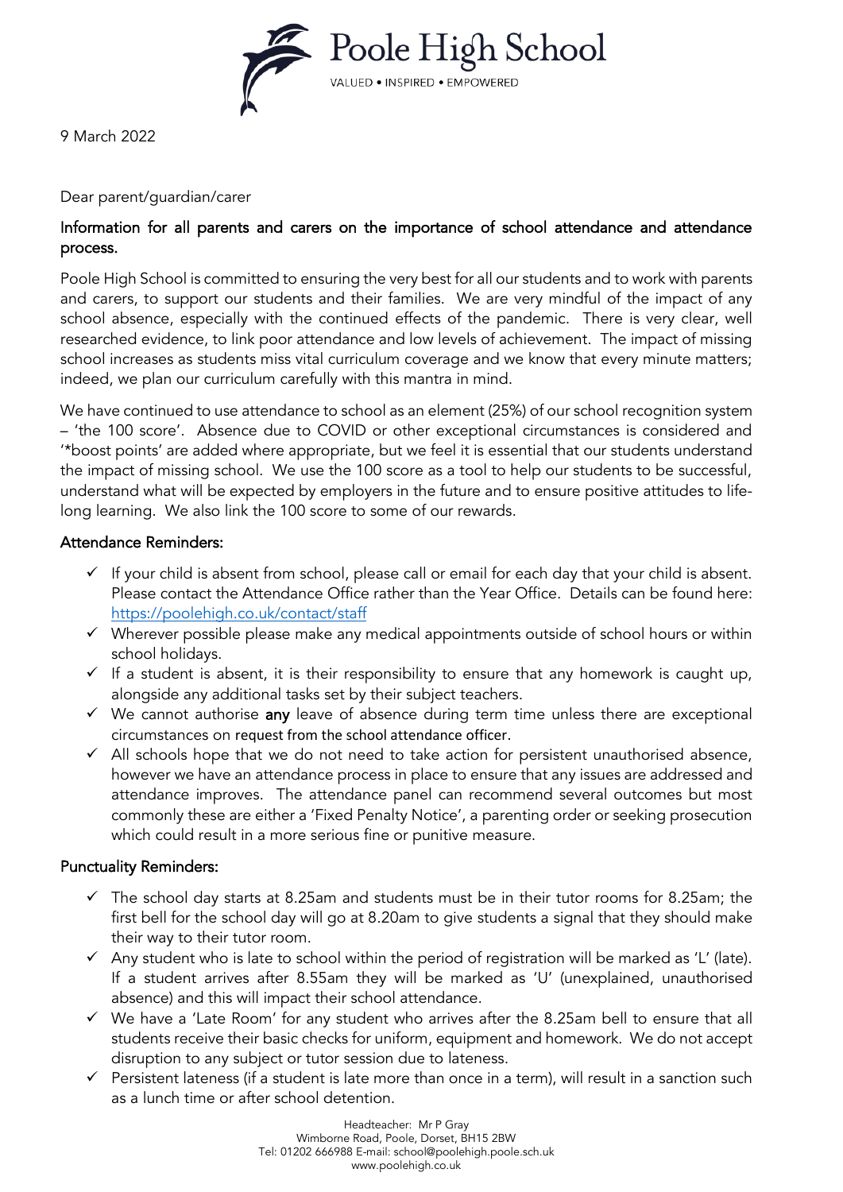Poole High School

VALUED • INSPIRED • EMPOWERED

9 March 2022

Dear parent/guardian/carer

## Information for all parents and carers on the importance of school attendance and attendance process.

Poole High School is committed to ensuring the very best for all our students and to work with parents and carers, to support our students and their families. We are very mindful of the impact of any school absence, especially with the continued effects of the pandemic. There is very clear, well researched evidence, to link poor attendance and low levels of achievement. The impact of missing school increases as students miss vital curriculum coverage and we know that every minute matters; indeed, we plan our curriculum carefully with this mantra in mind.

We have continued to use attendance to school as an element (25%) of our school recognition system – 'the 100 score'. Absence due to COVID or other exceptional circumstances is considered and '*boost points' are added where appropriate, but we feel it is essential that our students understand the impact of missing school. We use the 100 score as a tool to help our students to be successful, understand what will be expected by employers in the future and to ensure positive attitudes to life-long learning. We also link the 100 score to some of our rewards.

### Attendance Reminders:

- ✓ If your child is absent from school, please call or email for each day that your child is absent. Please contact the Attendance Office rather than the Year Office. Details can be found here: https://poolehigh.co.uk/contact/staff
- ✓ Wherever possible please make any medical appointments outside of school hours or within school holidays.
- ✓ If a student is absent, it is their responsibility to ensure that any homework is caught up, alongside any additional tasks set by their subject teachers.
- ✓ We cannot authorise **any** leave of absence during term time unless there are exceptional circumstances on request from the school attendance officer.
- ✓ All schools hope that we do not need to take action for persistent unauthorised absence, however we have an attendance process in place to ensure that any issues are addressed and attendance improves. The attendance panel can recommend several outcomes but most commonly these are either a 'Fixed Penalty Notice', a parenting order or seeking prosecution which could result in a more serious fine or punitive measure.

### Punctuality Reminders:

- ✓ The school day starts at 8.25am and students must be in their tutor rooms for 8.25am; the first bell for the school day will go at 8.20am to give students a signal that they should make their way to their tutor room.
- ✓ Any student who is late to school within the period of registration will be marked as 'L' (late). If a student arrives after 8.55am they will be marked as 'U' (unexplained, unauthorised absence) and this will impact their school attendance.
- ✓ We have a 'Late Room' for any student who arrives after the 8.25am bell to ensure that all students receive their basic checks for uniform, equipment and homework. We do not accept disruption to any subject or tutor session due to lateness.
- ✓ Persistent lateness (if a student is late more than once in a term), will result in a sanction such as a lunch time or after school detention.

Headteacher: Mr P Gray
Wimborne Road, Poole, Dorset, BH15 2BW
Tel: 01202 666988 E-mail: school@poolehigh.poole.sch.uk
www.poolehigh.co.uk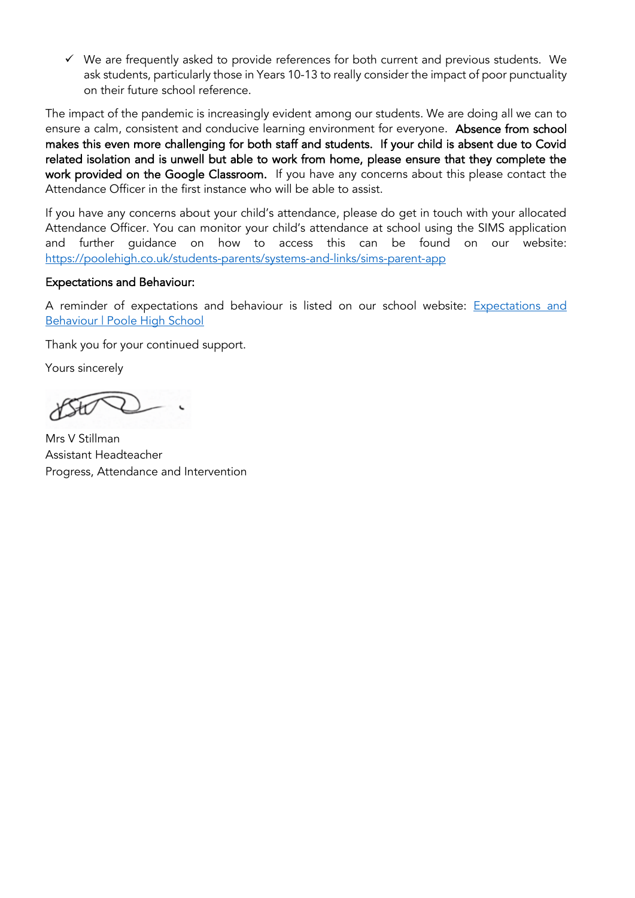- ✓ We are frequently asked to provide references for both current and previous students. We ask students, particularly those in Years 10-13 to really consider the impact of poor punctuality on their future school reference.

The impact of the pandemic is increasingly evident among our students. We are doing all we can to ensure a calm, consistent and conducive learning environment for everyone. **Absence from school makes this even more challenging for both staff and students. If your child is absent due to Covid related isolation and is unwell but able to work from home, please ensure that they complete the work provided on the Google Classroom.** If you have any concerns about this please contact the Attendance Officer in the first instance who will be able to assist.

If you have any concerns about your child's attendance, please do get in touch with your allocated Attendance Officer. You can monitor your child's attendance at school using the SIMS application and further guidance on how to access this can be found on our website: [https://poolehigh.co.uk/students-parents/systems-and-links/sims-parent-app](https://poolehigh.co.uk/students-parents/systems-and-links/sims-parent-app)

**Expectations and Behaviour:**

A reminder of expectations and behaviour is listed on our school website: Expectations and Behaviour | Poole High School

Thank you for your continued support.

Yours sincerely

Mrs V Stillman
Assistant Headteacher
Progress, Attendance and Intervention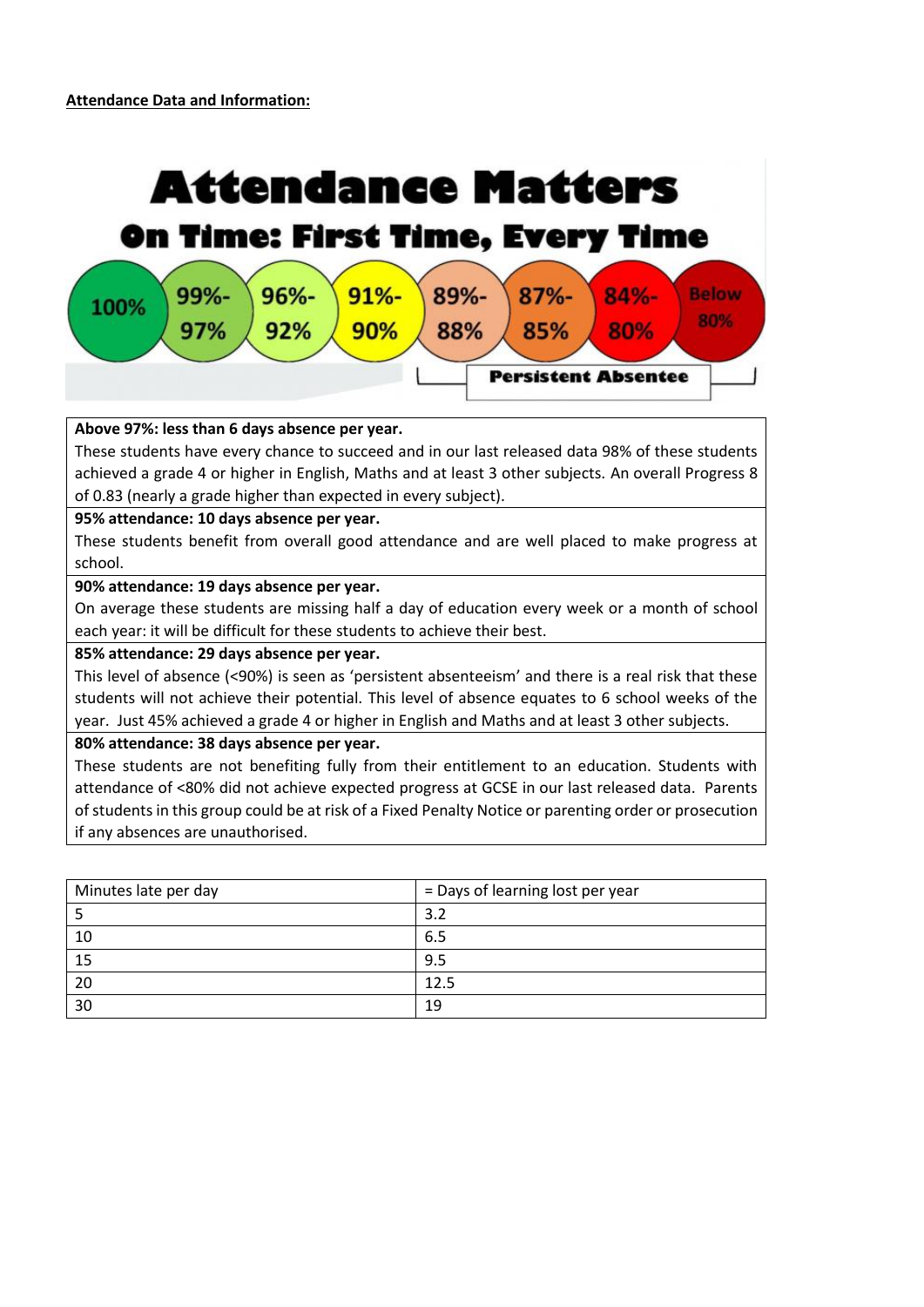**Attendance Data and Information:**

# Attendance Matters

## On Time: First Time, Every Time

100% | 99%-97% | 96%-92% | 91%-90% | 89%-88% | 87%-85% | 84%-80% | Below 80%

Persistent Absentee

| **Above 97%: less than 6 days absence per year.** |
|---|
| These students have every chance to succeed and in our last released data 98% of these students achieved a grade 4 or higher in English, Maths and at least 3 other subjects. An overall Progress 8 of 0.83 (nearly a grade higher than expected in every subject). |
| **95% attendance: 10 days absence per year.** |
| These students benefit from overall good attendance and are well placed to make progress at school. |
| **90% attendance: 19 days absence per year.** |
| On average these students are missing half a day of education every week or a month of school each year: it will be difficult for these students to achieve their best. |
| **85% attendance: 29 days absence per year.** |
| This level of absence (<90%) is seen as 'persistent absenteeism' and there is a real risk that these students will not achieve their potential. This level of absence equates to 6 school weeks of the year. Just 45% achieved a grade 4 or higher in English and Maths and at least 3 other subjects. |
| **80% attendance: 38 days absence per year.** |
| These students are not benefiting fully from their entitlement to an education. Students with attendance of <80% did not achieve expected progress at GCSE in our last released data. Parents of students in this group could be at risk of a Fixed Penalty Notice or parenting order or prosecution if any absences are unauthorised. |

| Minutes late per day | = Days of learning lost per year |
|---|---|
| 5 | 3.2 |
| 10 | 6.5 |
| 15 | 9.5 |
| 20 | 12.5 |
| 30 | 19 |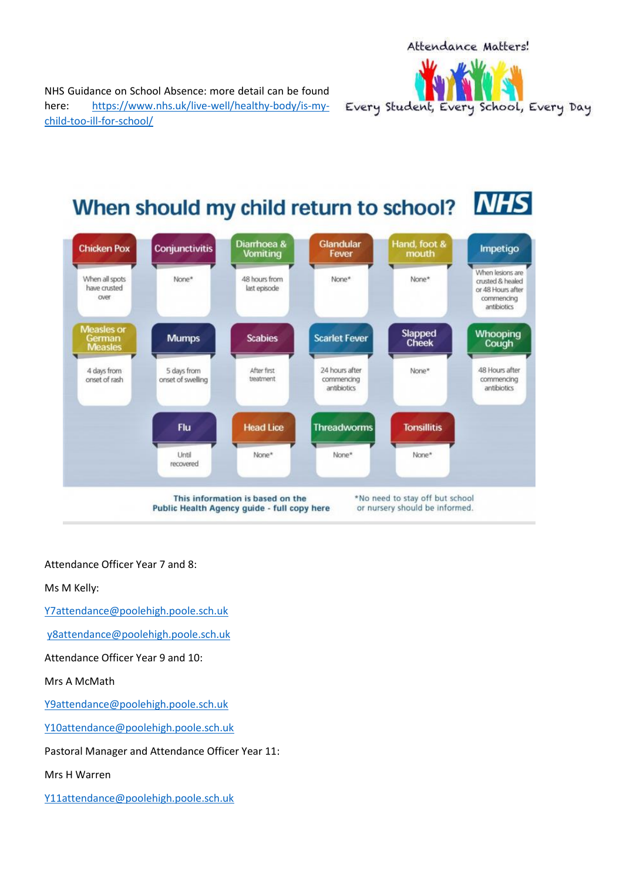NHS Guidance on School Absence: more detail can be found here: https://www.nhs.uk/live-well/healthy-body/is-my-child-too-ill-for-school/

Attendance Matters!

Every Student, Every School, Every Day

## When should my child return to school? NHS

| Condition | Return to school |
|---|---|
| Chicken Pox | When all spots have crusted over |
| Conjunctivitis | None* |
| Diarrhoea & Vomiting | 48 hours from last episode |
| Glandular Fever | None* |
| Hand, foot & mouth | None* |
| Impetigo | When lesions are crusted & healed or 48 Hours after commencing antibiotics |
| Measles or German Measles | 4 days from onset of rash |
| Mumps | 5 days from onset of swelling |
| Scabies | After first treatment |
| Scarlet Fever | 24 hours after commencing antibiotics |
| Slapped Cheek | None* |
| Whooping Cough | 48 Hours after commencing antibiotics |
| Flu | Until recovered |
| Head Lice | None* |
| Threadworms | None* |
| Tonsillitis | None* |

This information is based on the Public Health Agency guide - full copy here

*No need to stay off but school or nursery should be informed.

Attendance Officer Year 7 and 8:

Ms M Kelly:

Y7attendance@poolehigh.poole.sch.uk

y8attendance@poolehigh.poole.sch.uk

Attendance Officer Year 9 and 10:

Mrs A McMath

Y9attendance@poolehigh.poole.sch.uk

Y10attendance@poolehigh.poole.sch.uk

Pastoral Manager and Attendance Officer Year 11:

Mrs H Warren

Y11attendance@poolehigh.poole.sch.uk